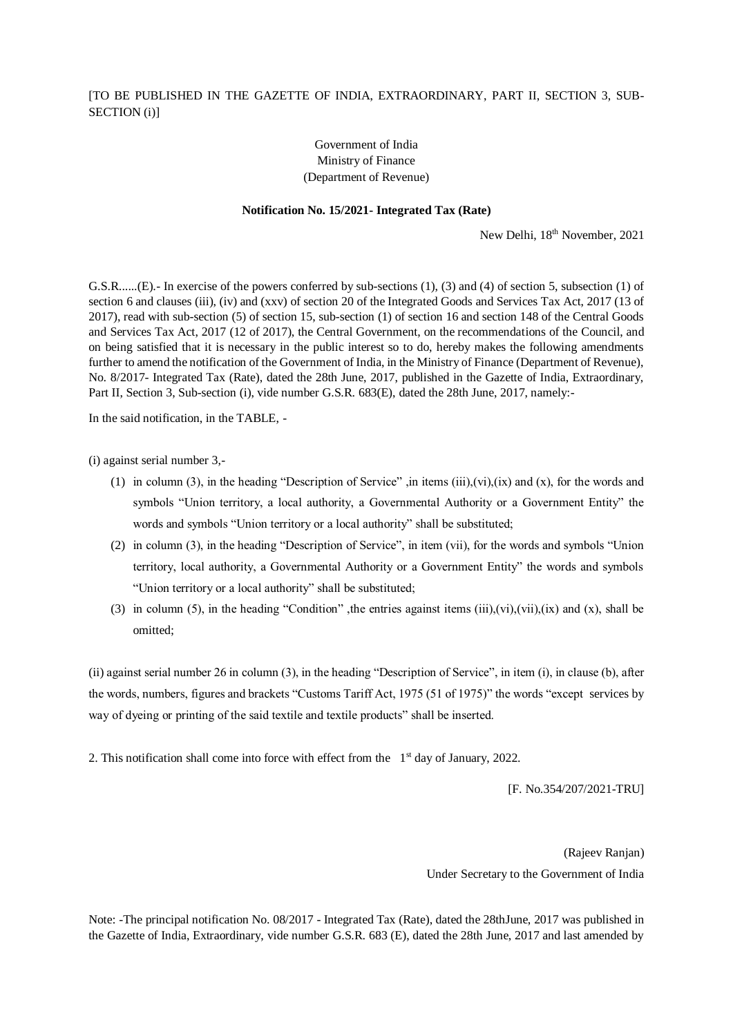[TO BE PUBLISHED IN THE GAZETTE OF INDIA, EXTRAORDINARY, PART II, SECTION 3, SUB-SECTION (i)]

Government of India
Ministry of Finance
(Department of Revenue)

**Notification No. 15/2021- Integrated Tax (Rate)**

New Delhi, 18th November, 2021

G.S.R......(E).- In exercise of the powers conferred by sub-sections (1), (3) and (4) of section 5, subsection (1) of section 6 and clauses (iii), (iv) and (xxv) of section 20 of the Integrated Goods and Services Tax Act, 2017 (13 of 2017), read with sub-section (5) of section 15, sub-section (1) of section 16 and section 148 of the Central Goods and Services Tax Act, 2017 (12 of 2017), the Central Government, on the recommendations of the Council, and on being satisfied that it is necessary in the public interest so to do, hereby makes the following amendments further to amend the notification of the Government of India, in the Ministry of Finance (Department of Revenue), No. 8/2017- Integrated Tax (Rate), dated the 28th June, 2017, published in the Gazette of India, Extraordinary, Part II, Section 3, Sub-section (i), vide number G.S.R. 683(E), dated the 28th June, 2017, namely:-

In the said notification, in the TABLE, -

(i) against serial number 3,-

(1) in column (3), in the heading "Description of Service" ,in items (iii),(vi),(ix) and (x), for the words and symbols "Union territory, a local authority, a Governmental Authority or a Government Entity" the words and symbols "Union territory or a local authority" shall be substituted;

(2) in column (3), in the heading "Description of Service", in item (vii), for the words and symbols "Union territory, local authority, a Governmental Authority or a Government Entity" the words and symbols "Union territory or a local authority" shall be substituted;

(3) in column (5), in the heading "Condition" ,the entries against items (iii),(vi),(vii),(ix) and (x), shall be omitted;

(ii) against serial number 26 in column (3), in the heading "Description of Service", in item (i), in clause (b), after the words, numbers, figures and brackets "Customs Tariff Act, 1975 (51 of 1975)" the words "except services by way of dyeing or printing of the said textile and textile products" shall be inserted.

2. This notification shall come into force with effect from the 1st day of January, 2022.

[F. No.354/207/2021-TRU]

(Rajeev Ranjan)
Under Secretary to the Government of India

Note: -The principal notification No. 08/2017 - Integrated Tax (Rate), dated the 28thJune, 2017 was published in the Gazette of India, Extraordinary, vide number G.S.R. 683 (E), dated the 28th June, 2017 and last amended by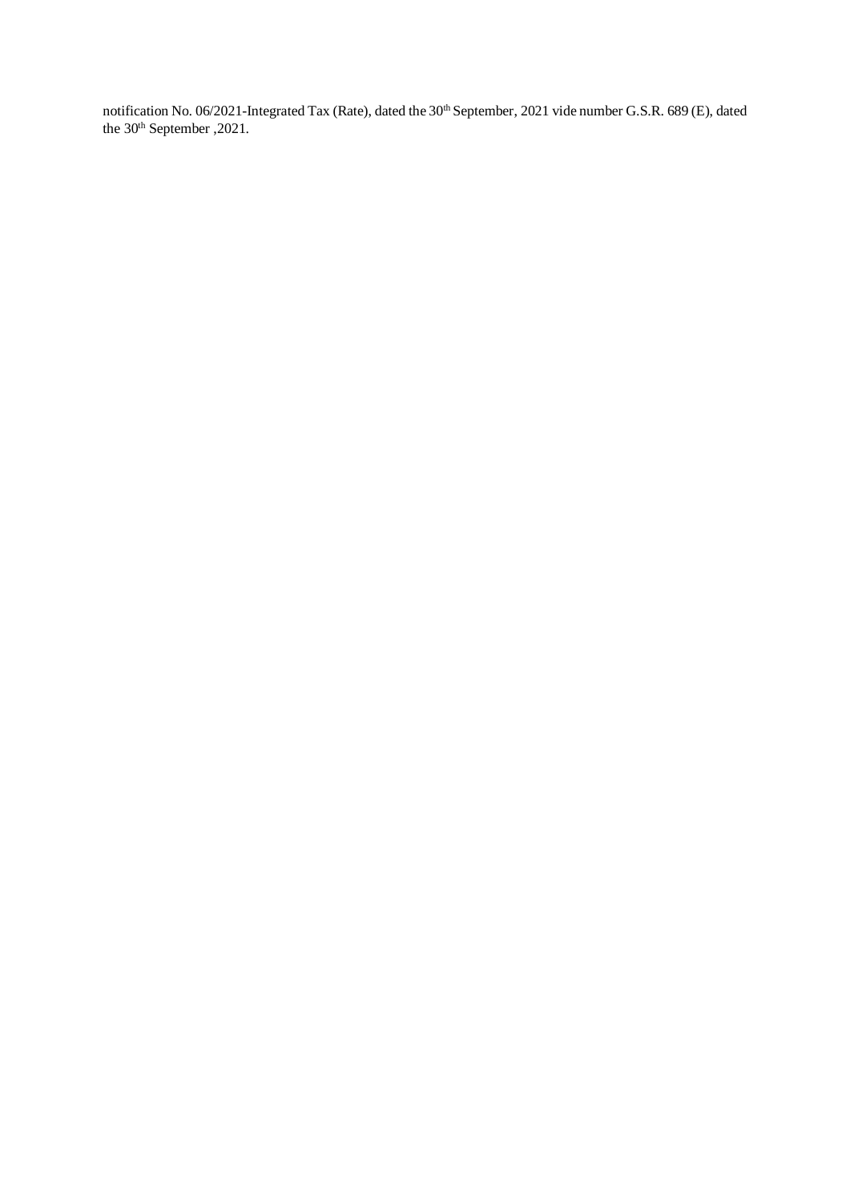notification No. 06/2021-Integrated Tax (Rate), dated the 30th September, 2021 vide number G.S.R. 689 (E), dated the 30th September ,2021.